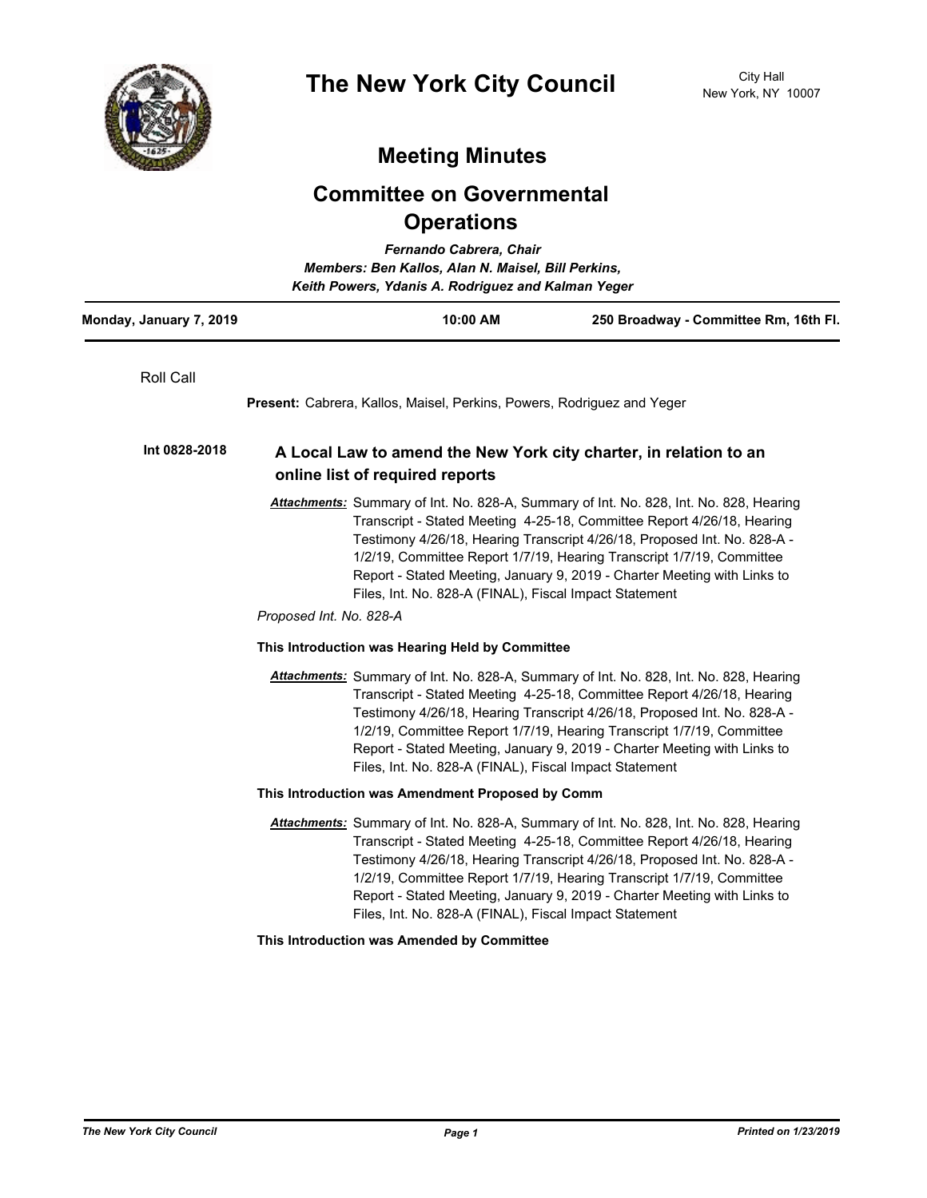# The New York City Council

City Hall
New York, NY 10007

## Meeting Minutes

## Committee on Governmental Operations

*Fernando Cabrera, Chair*
*Members: Ben Kallos, Alan N. Maisel, Bill Perkins, Keith Powers, Ydanis A. Rodriguez and Kalman Yeger*

| Monday, January 7, 2019 | 10:00 AM | 250 Broadway - Committee Rm, 16th Fl. |
|---|---|---|

Roll Call

**Present:** Cabrera, Kallos, Maisel, Perkins, Powers, Rodriguez and Yeger

**Int 0828-2018** **A Local Law to amend the New York city charter, in relation to an online list of required reports**

***Attachments:*** Summary of Int. No. 828-A, Summary of Int. No. 828, Int. No. 828, Hearing Transcript - Stated Meeting 4-25-18, Committee Report 4/26/18, Hearing Testimony 4/26/18, Hearing Transcript 4/26/18, Proposed Int. No. 828-A - 1/2/19, Committee Report 1/7/19, Hearing Transcript 1/7/19, Committee Report - Stated Meeting, January 9, 2019 - Charter Meeting with Links to Files, Int. No. 828-A (FINAL), Fiscal Impact Statement

*Proposed Int. No. 828-A*

**This Introduction was Hearing Held by Committee**

***Attachments:*** Summary of Int. No. 828-A, Summary of Int. No. 828, Int. No. 828, Hearing Transcript - Stated Meeting 4-25-18, Committee Report 4/26/18, Hearing Testimony 4/26/18, Hearing Transcript 4/26/18, Proposed Int. No. 828-A - 1/2/19, Committee Report 1/7/19, Hearing Transcript 1/7/19, Committee Report - Stated Meeting, January 9, 2019 - Charter Meeting with Links to Files, Int. No. 828-A (FINAL), Fiscal Impact Statement

**This Introduction was Amendment Proposed by Comm**

***Attachments:*** Summary of Int. No. 828-A, Summary of Int. No. 828, Int. No. 828, Hearing Transcript - Stated Meeting 4-25-18, Committee Report 4/26/18, Hearing Testimony 4/26/18, Hearing Transcript 4/26/18, Proposed Int. No. 828-A - 1/2/19, Committee Report 1/7/19, Hearing Transcript 1/7/19, Committee Report - Stated Meeting, January 9, 2019 - Charter Meeting with Links to Files, Int. No. 828-A (FINAL), Fiscal Impact Statement

**This Introduction was Amended by Committee**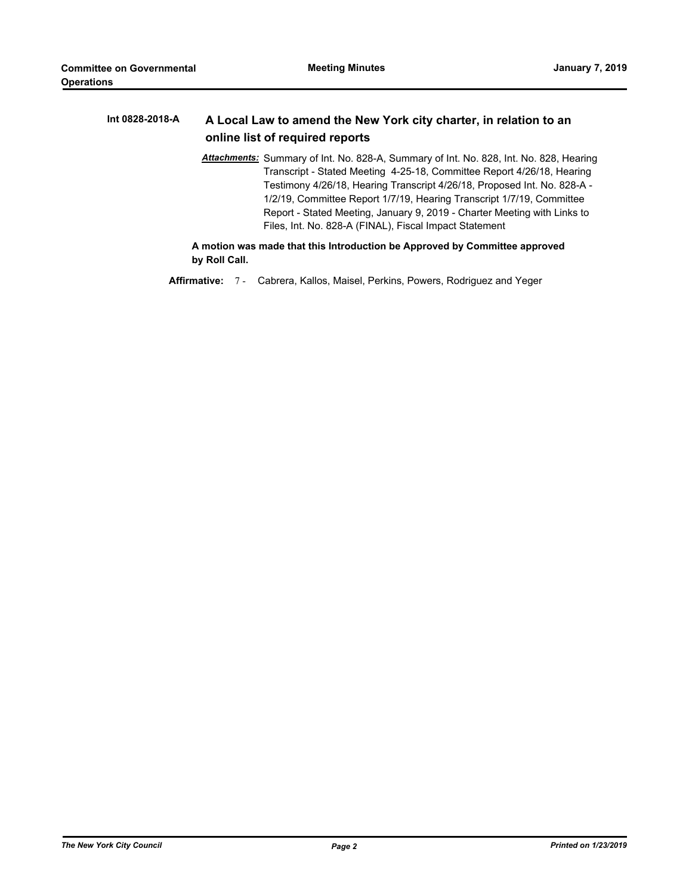**Int 0828-2018-A** **A Local Law to amend the New York city charter, in relation to an online list of required reports**

***Attachments:*** Summary of Int. No. 828-A, Summary of Int. No. 828, Int. No. 828, Hearing Transcript - Stated Meeting 4-25-18, Committee Report 4/26/18, Hearing Testimony 4/26/18, Hearing Transcript 4/26/18, Proposed Int. No. 828-A - 1/2/19, Committee Report 1/7/19, Hearing Transcript 1/7/19, Committee Report - Stated Meeting, January 9, 2019 - Charter Meeting with Links to Files, Int. No. 828-A (FINAL), Fiscal Impact Statement

**A motion was made that this Introduction be Approved by Committee approved by Roll Call.**

**Affirmative:** 7 - Cabrera, Kallos, Maisel, Perkins, Powers, Rodriguez and Yeger